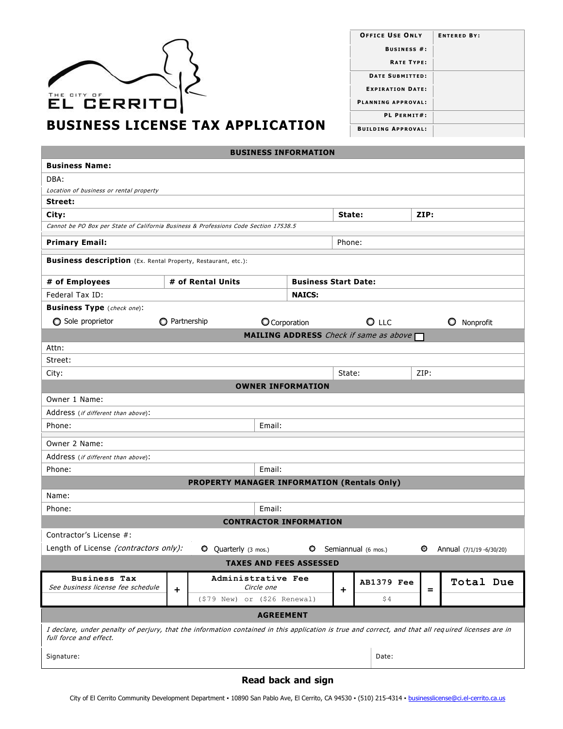THE CITY OF EL CERRITO

# BUSINESS LICENSE TAX APPLICATION

| OFFICE USE ONLY | ENTERED BY: |
|---|---|
| BUSINESS #: | |
| RATE TYPE: | |
| DATE SUBMITTED: | |
| EXPIRATION DATE: | |
| PLANNING APPROVAL: | |
| PL PERMIT#: | |
| BUILDING APPROVAL: | |

## BUSINESS INFORMATION

**Business Name:**

DBA:

*Location of business or rental property*

**Street:**

| **City:** | **State:** | **ZIP:** |
|---|---|---|

*Cannot be PO Box per State of California Business & Professions Code Section 17538.5*

| **Primary Email:** | Phone: |
|---|---|

**Business description** (Ex. Rental Property, Restaurant, etc.):

| **# of Employees** | **# of Rental Units** | **Business Start Date:** |
|---|---|---|
| Federal Tax ID: | | **NAICS:** |

**Business Type** (*check one*):

○ Sole proprietor ○ Partnership ○ Corporation ○ LLC ○ Nonprofit

## MAILING ADDRESS *Check if same as above* ☐

Attn:

Street:

| City: | State: | ZIP: |
|---|---|---|

## OWNER INFORMATION

Owner 1 Name:

Address (*if different than above*):

| Phone: | Email: |
|---|---|

Owner 2 Name:

Address (*if different than above*):

| Phone: | Email: |
|---|---|

## PROPERTY MANAGER INFORMATION (Rentals Only)

Name:

| Phone: | Email: |
|---|---|

## CONTRACTOR INFORMATION

Contractor's License #:

Length of License *(contractors only)*: ○ Quarterly (3 mos.) ○ Semiannual (6 mos.) ○ Annual (7/1/19 -6/30/20)

## TAXES AND FEES ASSESSED

| Business Tax *See business license fee schedule* | + | Administrative Fee *Circle one* | + | AB1379 Fee | = | Total Due |
|---|---|---|---|---|---|---|
| | | ($79 New) or ($26 Renewal) | | $4 | | |

## AGREEMENT

*I declare, under penalty of perjury, that the information contained in this application is true and correct, and that all required licenses are in full force and effect.*

| Signature: | Date: |
|---|---|

**Read back and sign**

City of El Cerrito Community Development Department • 10890 San Pablo Ave, El Cerrito, CA 94530 • (510) 215-4314 • businesslicense@ci.el-cerrito.ca.us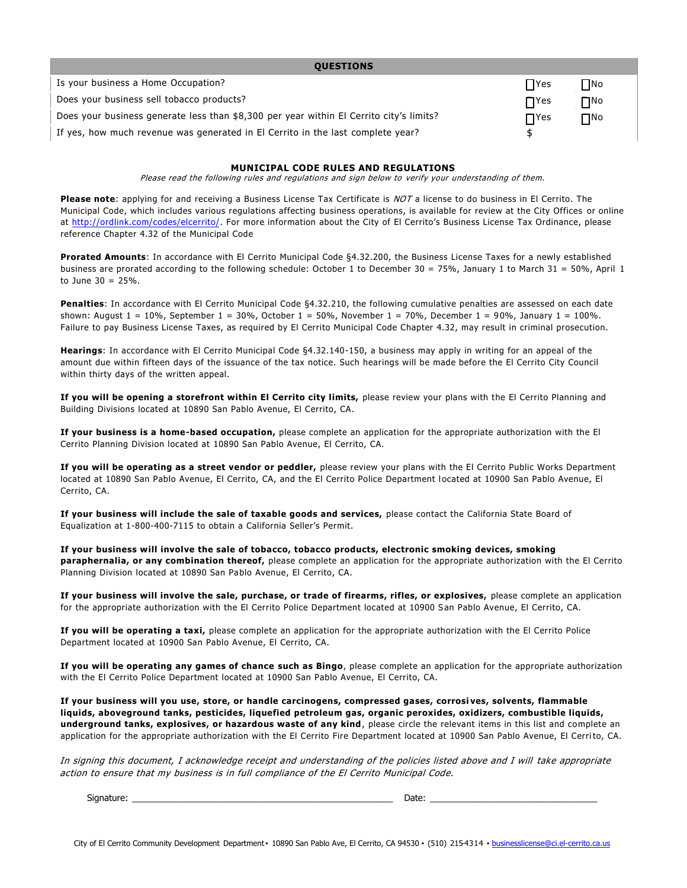| QUESTIONS | | |
|---|---|---|
| Is your business a Home Occupation? | ☐Yes | ☐No |
| Does your business sell tobacco products? | ☐Yes | ☐No |
| Does your business generate less than $8,300 per year within El Cerrito city's limits? | ☐Yes | ☐No |
| If yes, how much revenue was generated in El Cerrito in the last complete year? | $ | |

## MUNICIPAL CODE RULES AND REGULATIONS

*Please read the following rules and regulations and sign below to verify your understanding of them.*

**Please note**: applying for and receiving a Business License Tax Certificate is *NOT* a license to do business in El Cerrito. The Municipal Code, which includes various regulations affecting business operations, is available for review at the City Offices or online at http://ordlink.com/codes/elcerrito/. For more information about the City of El Cerrito's Business License Tax Ordinance, please reference Chapter 4.32 of the Municipal Code

**Prorated Amounts**: In accordance with El Cerrito Municipal Code §4.32.200, the Business License Taxes for a newly established business are prorated according to the following schedule: October 1 to December 30 = 75%, January 1 to March 31 = 50%, April 1 to June 30 = 25%.

**Penalties**: In accordance with El Cerrito Municipal Code §4.32.210, the following cumulative penalties are assessed on each date shown: August 1 = 10%, September 1 = 30%, October 1 = 50%, November 1 = 70%, December 1 = 90%, January 1 = 100%. Failure to pay Business License Taxes, as required by El Cerrito Municipal Code Chapter 4.32, may result in criminal prosecution.

**Hearings**: In accordance with El Cerrito Municipal Code §4.32.140-150, a business may apply in writing for an appeal of the amount due within fifteen days of the issuance of the tax notice. Such hearings will be made before the El Cerrito City Council within thirty days of the written appeal.

**If you will be opening a storefront within El Cerrito city limits,** please review your plans with the El Cerrito Planning and Building Divisions located at 10890 San Pablo Avenue, El Cerrito, CA.

**If your business is a home-based occupation,** please complete an application for the appropriate authorization with the El Cerrito Planning Division located at 10890 San Pablo Avenue, El Cerrito, CA.

**If you will be operating as a street vendor or peddler,** please review your plans with the El Cerrito Public Works Department located at 10890 San Pablo Avenue, El Cerrito, CA, and the El Cerrito Police Department located at 10900 San Pablo Avenue, El Cerrito, CA.

**If your business will include the sale of taxable goods and services,** please contact the California State Board of Equalization at 1-800-400-7115 to obtain a California Seller's Permit.

**If your business will involve the sale of tobacco, tobacco products, electronic smoking devices, smoking paraphernalia, or any combination thereof,** please complete an application for the appropriate authorization with the El Cerrito Planning Division located at 10890 San Pablo Avenue, El Cerrito, CA.

**If your business will involve the sale, purchase, or trade of firearms, rifles, or explosives,** please complete an application for the appropriate authorization with the El Cerrito Police Department located at 10900 San Pablo Avenue, El Cerrito, CA.

**If you will be operating a taxi,** please complete an application for the appropriate authorization with the El Cerrito Police Department located at 10900 San Pablo Avenue, El Cerrito, CA.

**If you will be operating any games of chance such as Bingo**, please complete an application for the appropriate authorization with the El Cerrito Police Department located at 10900 San Pablo Avenue, El Cerrito, CA.

**If your business will you use, store, or handle carcinogens, compressed gases, corrosives, solvents, flammable liquids, aboveground tanks, pesticides, liquefied petroleum gas, organic peroxides, oxidizers, combustible liquids, underground tanks, explosives, or hazardous waste of any kind**, please circle the relevant items in this list and complete an application for the appropriate authorization with the El Cerrito Fire Department located at 10900 San Pablo Avenue, El Cerrito, CA.

*In signing this document, I acknowledge receipt and understanding of the policies listed above and I will take appropriate action to ensure that my business is in full compliance of the El Cerrito Municipal Code.*

Signature: ________________________________________ Date: ____________________________

City of El Cerrito Community Development Department ▪ 10890 San Pablo Ave, El Cerrito, CA 94530 ▪ (510) 215-4314 ▪ businesslicense@ci.el-cerrito.ca.us